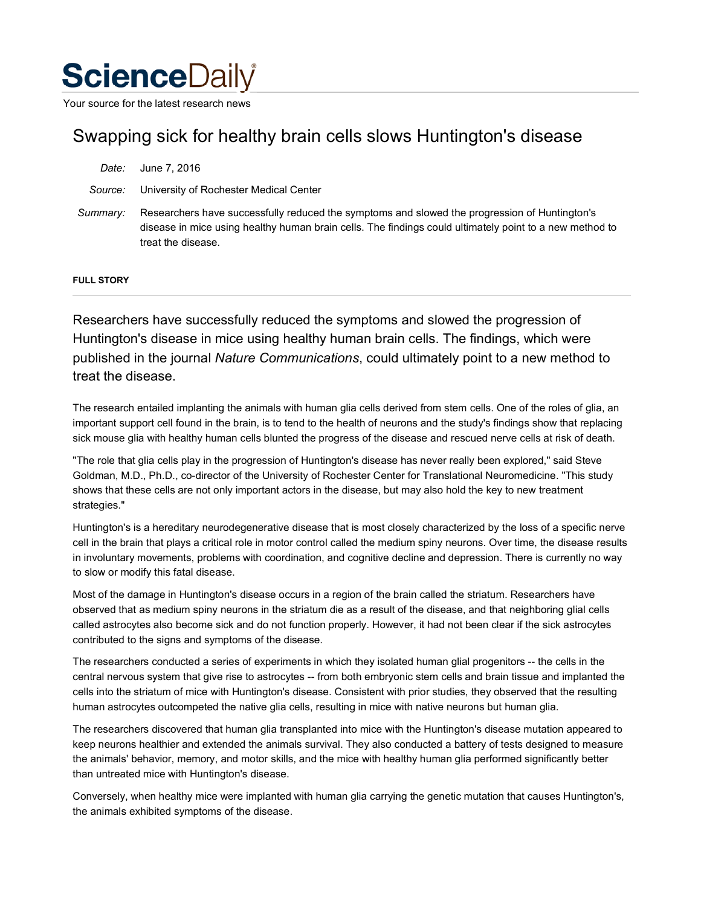# ScienceDaily

Your source for the latest research news

## Swapping sick for healthy brain cells slows Huntington's disease

*Date:* June 7, 2016

*Source:* University of Rochester Medical Center

*Summary:* Researchers have successfully reduced the symptoms and slowed the progression of Huntington's disease in mice using healthy human brain cells. The findings could ultimately point to a new method to treat the disease.

**FULL STORY**

---

Researchers have successfully reduced the symptoms and slowed the progression of Huntington's disease in mice using healthy human brain cells. The findings, which were published in the journal *Nature Communications*, could ultimately point to a new method to treat the disease.

The research entailed implanting the animals with human glia cells derived from stem cells. One of the roles of glia, an important support cell found in the brain, is to tend to the health of neurons and the study's findings show that replacing sick mouse glia with healthy human cells blunted the progress of the disease and rescued nerve cells at risk of death.

"The role that glia cells play in the progression of Huntington's disease has never really been explored," said Steve Goldman, M.D., Ph.D., co-director of the University of Rochester Center for Translational Neuromedicine. "This study shows that these cells are not only important actors in the disease, but may also hold the key to new treatment strategies."

Huntington's is a hereditary neurodegenerative disease that is most closely characterized by the loss of a specific nerve cell in the brain that plays a critical role in motor control called the medium spiny neurons. Over time, the disease results in involuntary movements, problems with coordination, and cognitive decline and depression. There is currently no way to slow or modify this fatal disease.

Most of the damage in Huntington's disease occurs in a region of the brain called the striatum. Researchers have observed that as medium spiny neurons in the striatum die as a result of the disease, and that neighboring glial cells called astrocytes also become sick and do not function properly. However, it had not been clear if the sick astrocytes contributed to the signs and symptoms of the disease.

The researchers conducted a series of experiments in which they isolated human glial progenitors -- the cells in the central nervous system that give rise to astrocytes -- from both embryonic stem cells and brain tissue and implanted the cells into the striatum of mice with Huntington's disease. Consistent with prior studies, they observed that the resulting human astrocytes outcompeted the native glia cells, resulting in mice with native neurons but human glia.

The researchers discovered that human glia transplanted into mice with the Huntington's disease mutation appeared to keep neurons healthier and extended the animals survival. They also conducted a battery of tests designed to measure the animals' behavior, memory, and motor skills, and the mice with healthy human glia performed significantly better than untreated mice with Huntington's disease.

Conversely, when healthy mice were implanted with human glia carrying the genetic mutation that causes Huntington's, the animals exhibited symptoms of the disease.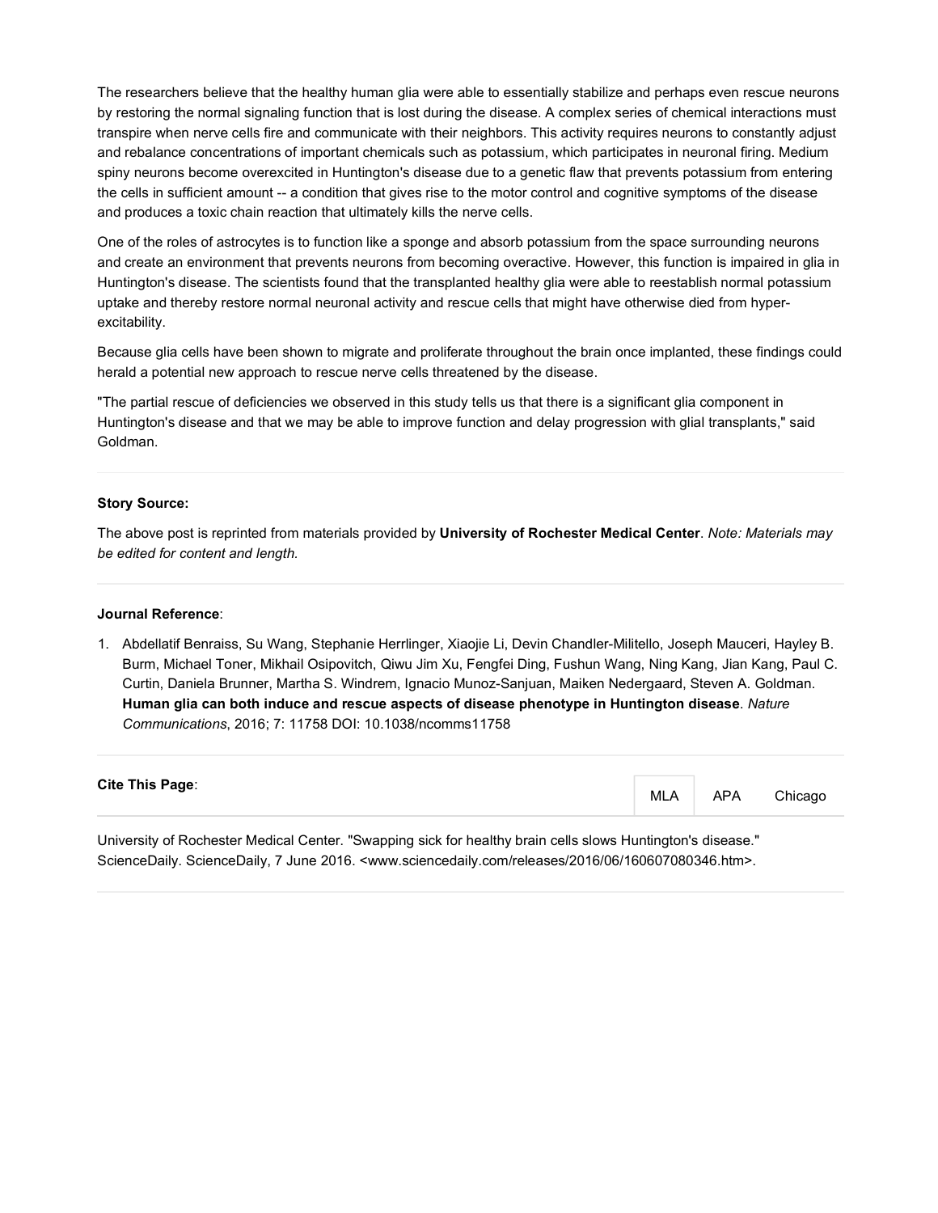The researchers believe that the healthy human glia were able to essentially stabilize and perhaps even rescue neurons by restoring the normal signaling function that is lost during the disease. A complex series of chemical interactions must transpire when nerve cells fire and communicate with their neighbors. This activity requires neurons to constantly adjust and rebalance concentrations of important chemicals such as potassium, which participates in neuronal firing. Medium spiny neurons become overexcited in Huntington's disease due to a genetic flaw that prevents potassium from entering the cells in sufficient amount -- a condition that gives rise to the motor control and cognitive symptoms of the disease and produces a toxic chain reaction that ultimately kills the nerve cells.

One of the roles of astrocytes is to function like a sponge and absorb potassium from the space surrounding neurons and create an environment that prevents neurons from becoming overactive. However, this function is impaired in glia in Huntington's disease. The scientists found that the transplanted healthy glia were able to reestablish normal potassium uptake and thereby restore normal neuronal activity and rescue cells that might have otherwise died from hyper-excitability.

Because glia cells have been shown to migrate and proliferate throughout the brain once implanted, these findings could herald a potential new approach to rescue nerve cells threatened by the disease.

"The partial rescue of deficiencies we observed in this study tells us that there is a significant glia component in Huntington's disease and that we may be able to improve function and delay progression with glial transplants," said Goldman.

**Story Source:**

The above post is reprinted from materials provided by **University of Rochester Medical Center**. *Note: Materials may be edited for content and length.*

**Journal Reference**:

1. Abdellatif Benraiss, Su Wang, Stephanie Herrlinger, Xiaojie Li, Devin Chandler-Militello, Joseph Mauceri, Hayley B. Burm, Michael Toner, Mikhail Osipovitch, Qiwu Jim Xu, Fengfei Ding, Fushun Wang, Ning Kang, Jian Kang, Paul C. Curtin, Daniela Brunner, Martha S. Windrem, Ignacio Munoz-Sanjuan, Maiken Nedergaard, Steven A. Goldman. **Human glia can both induce and rescue aspects of disease phenotype in Huntington disease**. *Nature Communications*, 2016; 7: 11758 DOI: 10.1038/ncomms11758

**Cite This Page**:

MLA | APA | Chicago

University of Rochester Medical Center. "Swapping sick for healthy brain cells slows Huntington's disease." ScienceDaily. ScienceDaily, 7 June 2016. <www.sciencedaily.com/releases/2016/06/160607080346.htm>.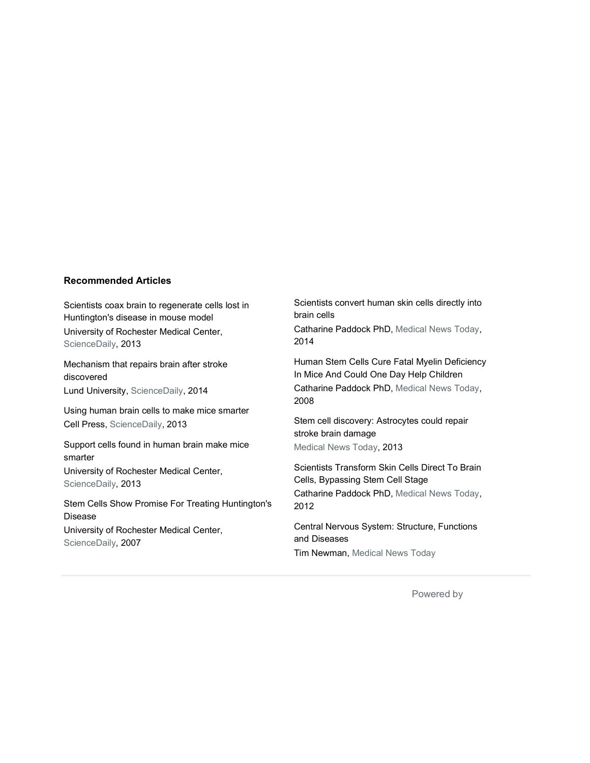**Recommended Articles**

Scientists coax brain to regenerate cells lost in Huntington's disease in mouse model
University of Rochester Medical Center, ScienceDaily, 2013

Mechanism that repairs brain after stroke discovered
Lund University, ScienceDaily, 2014

Using human brain cells to make mice smarter
Cell Press, ScienceDaily, 2013

Support cells found in human brain make mice smarter
University of Rochester Medical Center, ScienceDaily, 2013

Stem Cells Show Promise For Treating Huntington's Disease
University of Rochester Medical Center, ScienceDaily, 2007

Scientists convert human skin cells directly into brain cells
Catharine Paddock PhD, Medical News Today, 2014

Human Stem Cells Cure Fatal Myelin Deficiency In Mice And Could One Day Help Children
Catharine Paddock PhD, Medical News Today, 2008

Stem cell discovery: Astrocytes could repair stroke brain damage
Medical News Today, 2013

Scientists Transform Skin Cells Direct To Brain Cells, Bypassing Stem Cell Stage
Catharine Paddock PhD, Medical News Today, 2012

Central Nervous System: Structure, Functions and Diseases
Tim Newman, Medical News Today

Powered by